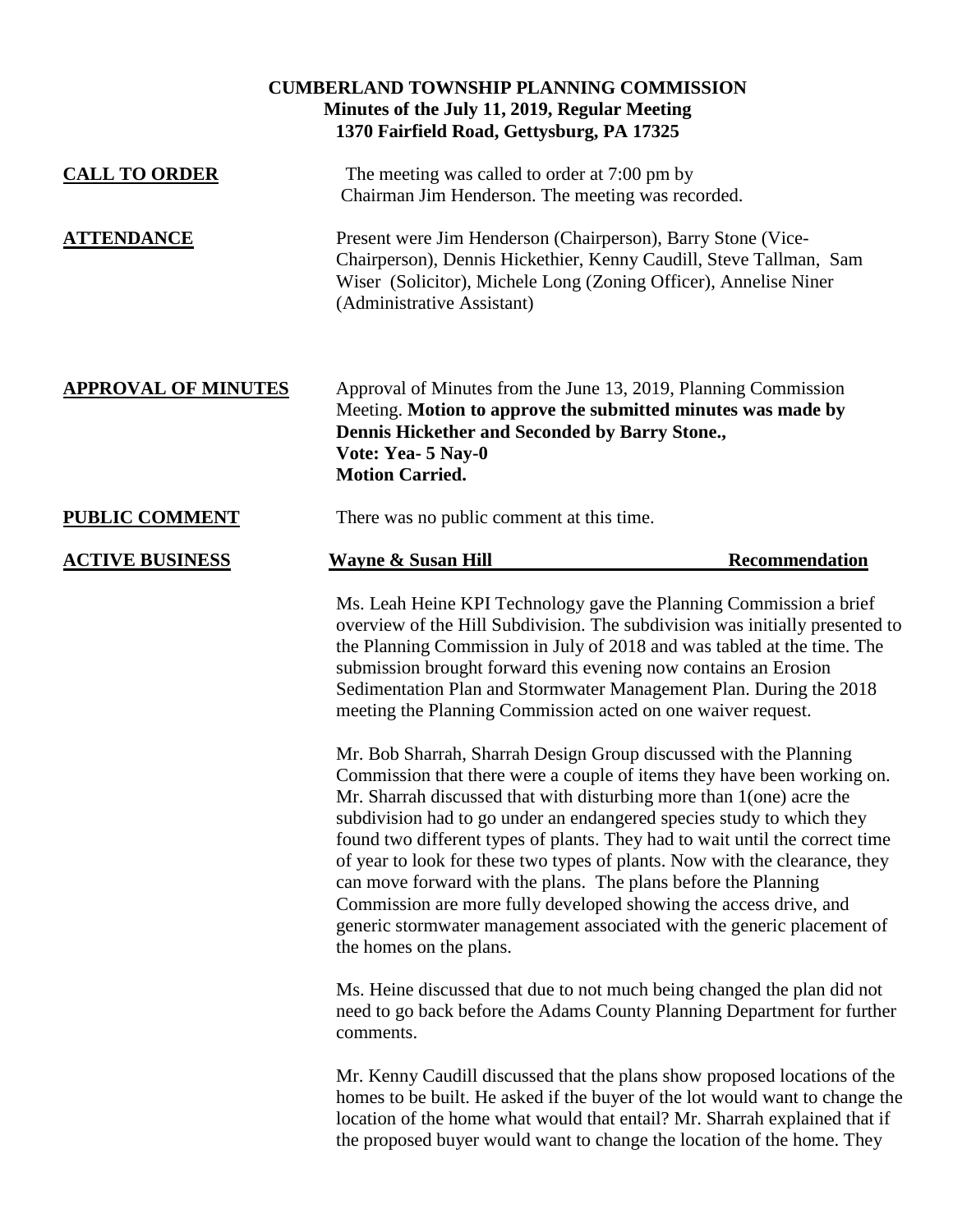# CUMBERLAND TOWNSHIP PLANNING COMMISSION

**Minutes of the July 11, 2019, Regular Meeting**
**1370 Fairfield Road, Gettysburg, PA 17325**

**CALL TO ORDER**

The meeting was called to order at 7:00 pm by Chairman Jim Henderson. The meeting was recorded.

**ATTENDANCE**

Present were Jim Henderson (Chairperson), Barry Stone (Vice-Chairperson), Dennis Hickethier, Kenny Caudill, Steve Tallman, Sam Wiser (Solicitor), Michele Long (Zoning Officer), Annelise Niner (Administrative Assistant)

**APPROVAL OF MINUTES**

Approval of Minutes from the June 13, 2019, Planning Commission Meeting. **Motion to approve the submitted minutes was made by Dennis Hickether and Seconded by Barry Stone.,**
**Vote: Yea- 5 Nay-0**
**Motion Carried.**

**PUBLIC COMMENT**

There was no public comment at this time.

**ACTIVE BUSINESS**

**Wayne & Susan Hill** — **Recommendation**

Ms. Leah Heine KPI Technology gave the Planning Commission a brief overview of the Hill Subdivision. The subdivision was initially presented to the Planning Commission in July of 2018 and was tabled at the time. The submission brought forward this evening now contains an Erosion Sedimentation Plan and Stormwater Management Plan. During the 2018 meeting the Planning Commission acted on one waiver request.

Mr. Bob Sharrah, Sharrah Design Group discussed with the Planning Commission that there were a couple of items they have been working on. Mr. Sharrah discussed that with disturbing more than 1(one) acre the subdivision had to go under an endangered species study to which they found two different types of plants. They had to wait until the correct time of year to look for these two types of plants. Now with the clearance, they can move forward with the plans. The plans before the Planning Commission are more fully developed showing the access drive, and generic stormwater management associated with the generic placement of the homes on the plans.

Ms. Heine discussed that due to not much being changed the plan did not need to go back before the Adams County Planning Department for further comments.

Mr. Kenny Caudill discussed that the plans show proposed locations of the homes to be built. He asked if the buyer of the lot would want to change the location of the home what would that entail? Mr. Sharrah explained that if the proposed buyer would want to change the location of the home. They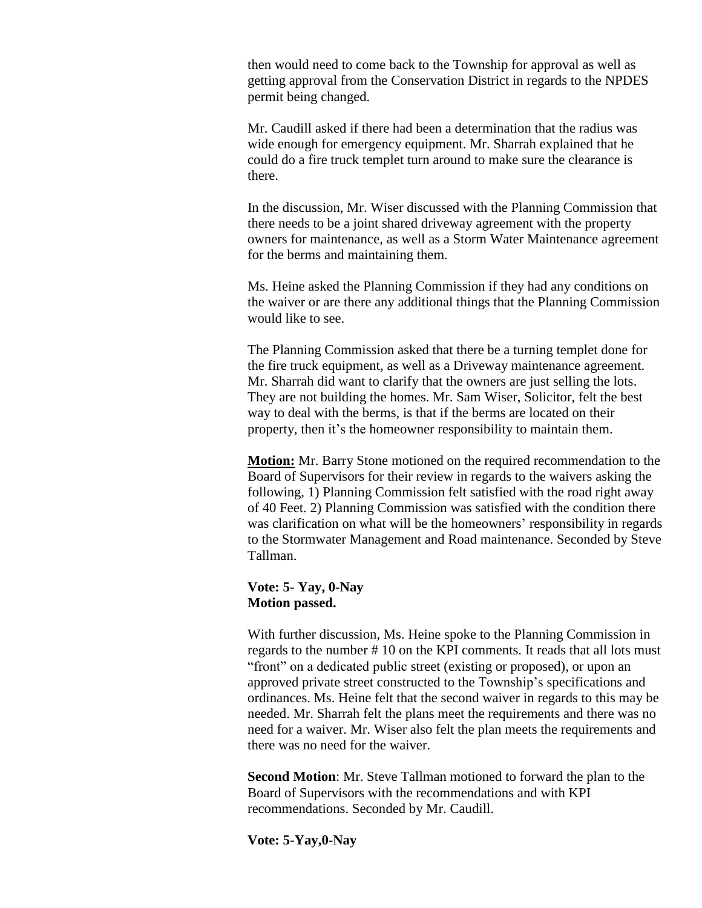then would need to come back to the Township for approval as well as getting approval from the Conservation District in regards to the NPDES permit being changed.

Mr. Caudill asked if there had been a determination that the radius was wide enough for emergency equipment. Mr. Sharrah explained that he could do a fire truck templet turn around to make sure the clearance is there.

In the discussion, Mr. Wiser discussed with the Planning Commission that there needs to be a joint shared driveway agreement with the property owners for maintenance, as well as a Storm Water Maintenance agreement for the berms and maintaining them.

Ms. Heine asked the Planning Commission if they had any conditions on the waiver or are there any additional things that the Planning Commission would like to see.

The Planning Commission asked that there be a turning templet done for the fire truck equipment, as well as a Driveway maintenance agreement. Mr. Sharrah did want to clarify that the owners are just selling the lots. They are not building the homes. Mr. Sam Wiser, Solicitor, felt the best way to deal with the berms, is that if the berms are located on their property, then it's the homeowner responsibility to maintain them.

**Motion:** Mr. Barry Stone motioned on the required recommendation to the Board of Supervisors for their review in regards to the waivers asking the following, 1) Planning Commission felt satisfied with the road right away of 40 Feet. 2) Planning Commission was satisfied with the condition there was clarification on what will be the homeowners' responsibility in regards to the Stormwater Management and Road maintenance. Seconded by Steve Tallman.

**Vote: 5- Yay, 0-Nay**
**Motion passed.**

With further discussion, Ms. Heine spoke to the Planning Commission in regards to the number # 10 on the KPI comments. It reads that all lots must "front" on a dedicated public street (existing or proposed), or upon an approved private street constructed to the Township's specifications and ordinances. Ms. Heine felt that the second waiver in regards to this may be needed. Mr. Sharrah felt the plans meet the requirements and there was no need for a waiver. Mr. Wiser also felt the plan meets the requirements and there was no need for the waiver.

**Second Motion**: Mr. Steve Tallman motioned to forward the plan to the Board of Supervisors with the recommendations and with KPI recommendations. Seconded by Mr. Caudill.

**Vote: 5-Yay,0-Nay**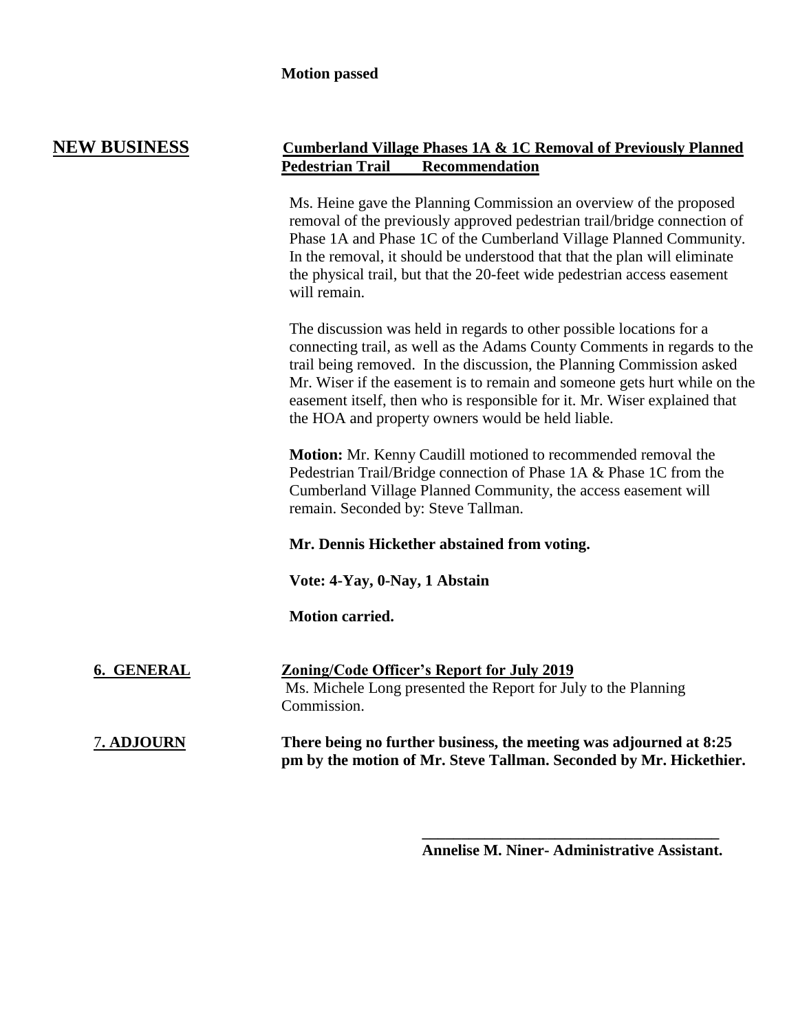**Motion passed**

## NEW BUSINESS

**Cumberland Village Phases 1A & 1C Removal of Previously Planned Pedestrian Trail Recommendation**

Ms. Heine gave the Planning Commission an overview of the proposed removal of the previously approved pedestrian trail/bridge connection of Phase 1A and Phase 1C of the Cumberland Village Planned Community. In the removal, it should be understood that that the plan will eliminate the physical trail, but that the 20-feet wide pedestrian access easement will remain.

The discussion was held in regards to other possible locations for a connecting trail, as well as the Adams County Comments in regards to the trail being removed. In the discussion, the Planning Commission asked Mr. Wiser if the easement is to remain and someone gets hurt while on the easement itself, then who is responsible for it. Mr. Wiser explained that the HOA and property owners would be held liable.

**Motion:** Mr. Kenny Caudill motioned to recommended removal the Pedestrian Trail/Bridge connection of Phase 1A & Phase 1C from the Cumberland Village Planned Community, the access easement will remain. Seconded by: Steve Tallman.

**Mr. Dennis Hickether abstained from voting.**

**Vote: 4-Yay, 0-Nay, 1 Abstain**

**Motion carried.**

## 6. GENERAL

**Zoning/Code Officer's Report for July 2019**

Ms. Michele Long presented the Report for July to the Planning Commission.

## 7. ADJOURN

**There being no further business, the meeting was adjourned at 8:25 pm by the motion of Mr. Steve Tallman. Seconded by Mr. Hickethier.**

\_\_\_\_\_\_\_\_\_\_\_\_\_\_\_\_\_\_\_\_\_\_\_\_\_\_\_\_\_\_\_\_\_\_\_\_\_\_\_

**Annelise M. Niner- Administrative Assistant.**